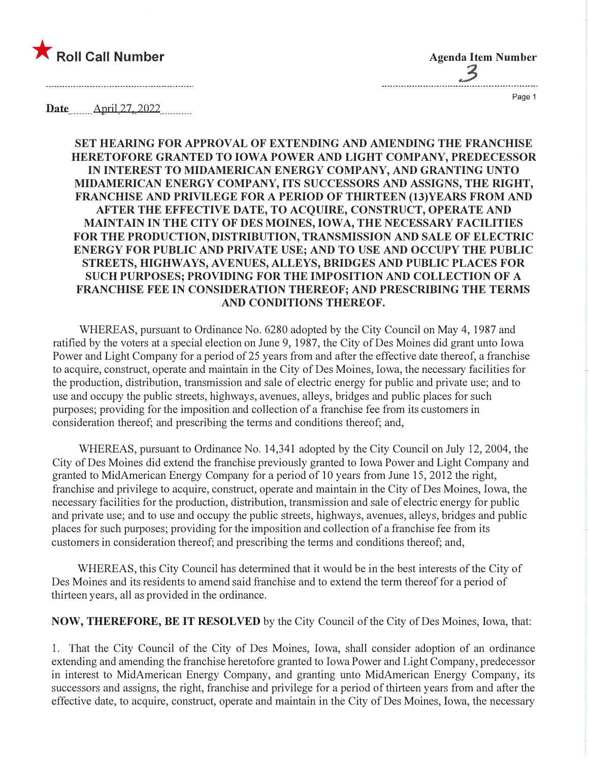★ **Roll Call Number**

**Agenda Item Number**
3

**Date** April 27, 2022

**SET HEARING FOR APPROVAL OF EXTENDING AND AMENDING THE FRANCHISE HERETOFORE GRANTED TO IOWA POWER AND LIGHT COMPANY, PREDECESSOR IN INTEREST TO MIDAMERICAN ENERGY COMPANY, AND GRANTING UNTO MIDAMERICAN ENERGY COMPANY, ITS SUCCESSORS AND ASSIGNS, THE RIGHT, FRANCHISE AND PRIVILEGE FOR A PERIOD OF THIRTEEN (13)YEARS FROM AND AFTER THE EFFECTIVE DATE, TO ACQUIRE, CONSTRUCT, OPERATE AND MAINTAIN IN THE CITY OF DES MOINES, IOWA, THE NECESSARY FACILITIES FOR THE PRODUCTION, DISTRIBUTION, TRANSMISSION AND SALE OF ELECTRIC ENERGY FOR PUBLIC AND PRIVATE USE; AND TO USE AND OCCUPY THE PUBLIC STREETS, HIGHWAYS, AVENUES, ALLEYS, BRIDGES AND PUBLIC PLACES FOR SUCH PURPOSES; PROVIDING FOR THE IMPOSITION AND COLLECTION OF A FRANCHISE FEE IN CONSIDERATION THEREOF; AND PRESCRIBING THE TERMS AND CONDITIONS THEREOF.**

WHEREAS, pursuant to Ordinance No. 6280 adopted by the City Council on May 4, 1987 and ratified by the voters at a special election on June 9, 1987, the City of Des Moines did grant unto Iowa Power and Light Company for a period of 25 years from and after the effective date thereof, a franchise to acquire, construct, operate and maintain in the City of Des Moines, Iowa, the necessary facilities for the production, distribution, transmission and sale of electric energy for public and private use; and to use and occupy the public streets, highways, avenues, alleys, bridges and public places for such purposes; providing for the imposition and collection of a franchise fee from its customers in consideration thereof; and prescribing the terms and conditions thereof; and,

WHEREAS, pursuant to Ordinance No. 14,341 adopted by the City Council on July 12, 2004, the City of Des Moines did extend the franchise previously granted to Iowa Power and Light Company and granted to MidAmerican Energy Company for a period of 10 years from June 15, 2012 the right, franchise and privilege to acquire, construct, operate and maintain in the City of Des Moines, Iowa, the necessary facilities for the production, distribution, transmission and sale of electric energy for public and private use; and to use and occupy the public streets, highways, avenues, alleys, bridges and public places for such purposes; providing for the imposition and collection of a franchise fee from its customers in consideration thereof; and prescribing the terms and conditions thereof; and,

WHEREAS, this City Council has determined that it would be in the best interests of the City of Des Moines and its residents to amend said franchise and to extend the term thereof for a period of thirteen years, all as provided in the ordinance.

**NOW, THEREFORE, BE IT RESOLVED** by the City Council of the City of Des Moines, Iowa, that:

1. That the City Council of the City of Des Moines, Iowa, shall consider adoption of an ordinance extending and amending the franchise heretofore granted to Iowa Power and Light Company, predecessor in interest to MidAmerican Energy Company, and granting unto MidAmerican Energy Company, its successors and assigns, the right, franchise and privilege for a period of thirteen years from and after the effective date, to acquire, construct, operate and maintain in the City of Des Moines, Iowa, the necessary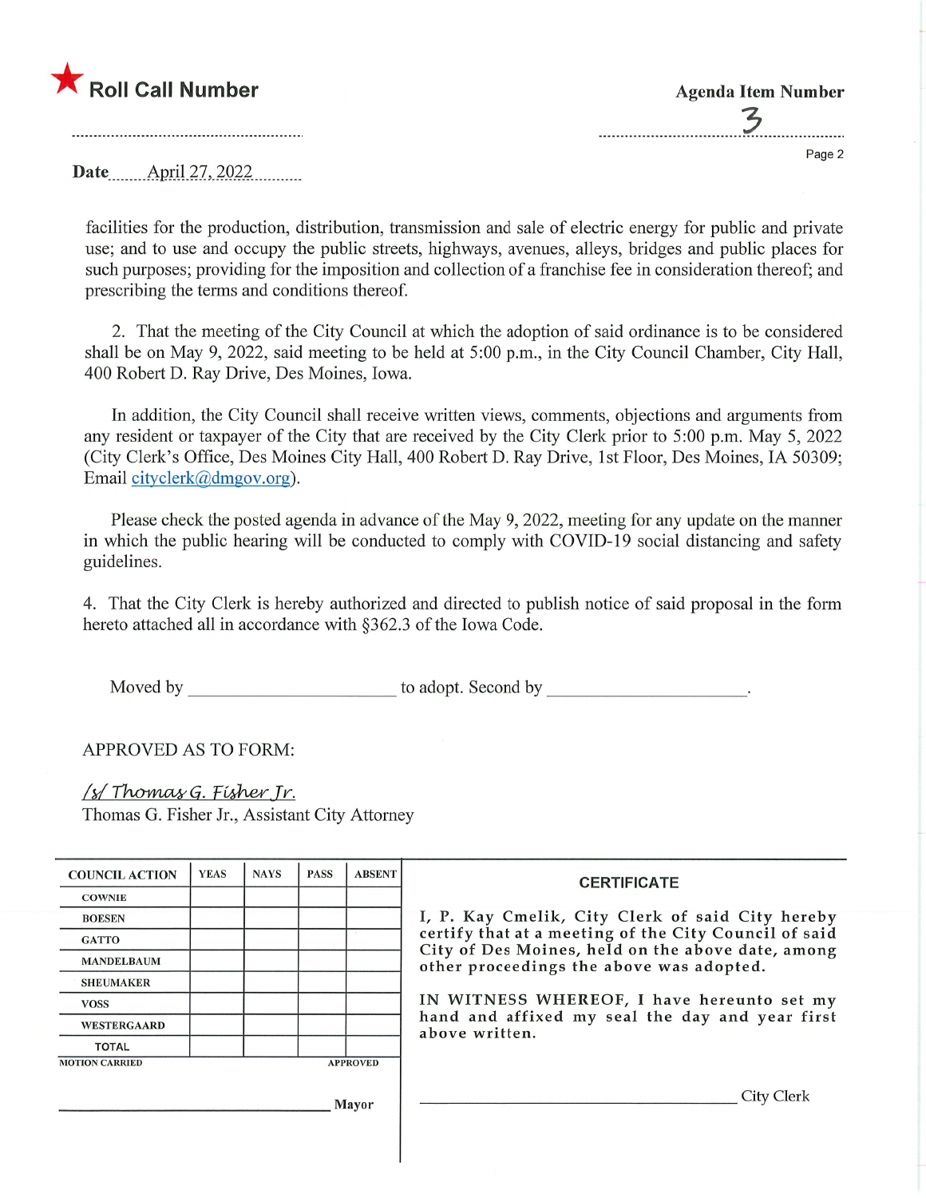★ **Roll Call Number**

**Agenda Item Number**

3

**Date** April 27, 2022

facilities for the production, distribution, transmission and sale of electric energy for public and private use; and to use and occupy the public streets, highways, avenues, alleys, bridges and public places for such purposes; providing for the imposition and collection of a franchise fee in consideration thereof; and prescribing the terms and conditions thereof.

2. That the meeting of the City Council at which the adoption of said ordinance is to be considered shall be on May 9, 2022, said meeting to be held at 5:00 p.m., in the City Council Chamber, City Hall, 400 Robert D. Ray Drive, Des Moines, Iowa.

In addition, the City Council shall receive written views, comments, objections and arguments from any resident or taxpayer of the City that are received by the City Clerk prior to 5:00 p.m. May 5, 2022 (City Clerk's Office, Des Moines City Hall, 400 Robert D. Ray Drive, 1st Floor, Des Moines, IA 50309; Email cityclerk@dmgov.org).

Please check the posted agenda in advance of the May 9, 2022, meeting for any update on the manner in which the public hearing will be conducted to comply with COVID-19 social distancing and safety guidelines.

4. That the City Clerk is hereby authorized and directed to publish notice of said proposal in the form hereto attached all in accordance with §362.3 of the Iowa Code.

Moved by ______________________ to adopt. Second by ______________________.

APPROVED AS TO FORM:

*/s/ Thomas G. Fisher Jr.*
Thomas G. Fisher Jr., Assistant City Attorney

| COUNCIL ACTION | YEAS | NAYS | PASS | ABSENT |
|---|---|---|---|---|
| COWNIE | | | | |
| BOESEN | | | | |
| GATTO | | | | |
| MANDELBAUM | | | | |
| SHEUMAKER | | | | |
| VOSS | | | | |
| WESTERGAARD | | | | |
| TOTAL | | | | |

MOTION CARRIED APPROVED

______________________________ Mayor

**CERTIFICATE**

I, P. Kay Cmelik, City Clerk of said City hereby certify that at a meeting of the City Council of said City of Des Moines, held on the above date, among other proceedings the above was adopted.

IN WITNESS WHEREOF, I have hereunto set my hand and affixed my seal the day and year first above written.

______________________________ City Clerk